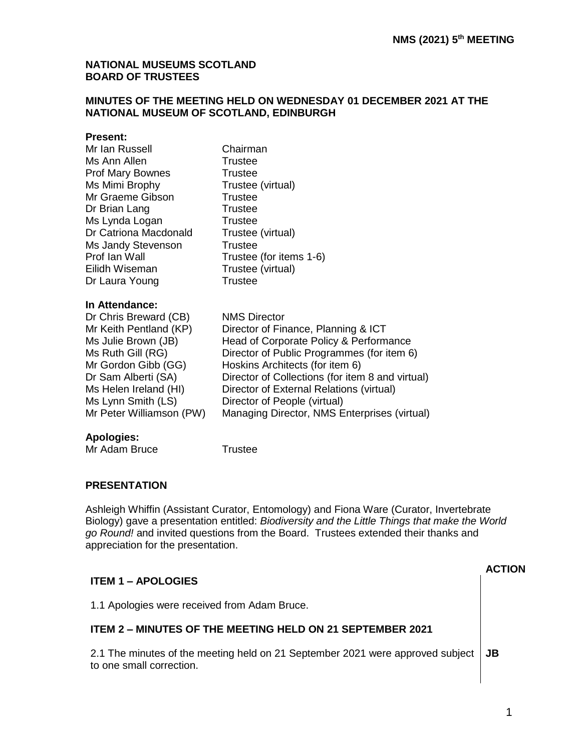**NMS (2021) 5th MEETING**

**NATIONAL MUSEUMS SCOTLAND**
**BOARD OF TRUSTEES**

**MINUTES OF THE MEETING HELD ON WEDNESDAY 01 DECEMBER 2021 AT THE NATIONAL MUSEUM OF SCOTLAND, EDINBURGH**

**Present:**

| | |
|---|---|
| Mr Ian Russell | Chairman |
| Ms Ann Allen | Trustee |
| Prof Mary Bownes | Trustee |
| Ms Mimi Brophy | Trustee (virtual) |
| Mr Graeme Gibson | Trustee |
| Dr Brian Lang | Trustee |
| Ms Lynda Logan | Trustee |
| Dr Catriona Macdonald | Trustee (virtual) |
| Ms Jandy Stevenson | Trustee |
| Prof Ian Wall | Trustee (for items 1-6) |
| Eilidh Wiseman | Trustee (virtual) |
| Dr Laura Young | Trustee |

**In Attendance:**

| | |
|---|---|
| Dr Chris Breward (CB) | NMS Director |
| Mr Keith Pentland (KP) | Director of Finance, Planning & ICT |
| Ms Julie Brown (JB) | Head of Corporate Policy & Performance |
| Ms Ruth Gill (RG) | Director of Public Programmes (for item 6) |
| Mr Gordon Gibb (GG) | Hoskins Architects (for item 6) |
| Dr Sam Alberti (SA) | Director of Collections (for item 8 and virtual) |
| Ms Helen Ireland (HI) | Director of External Relations (virtual) |
| Ms Lynn Smith (LS) | Director of People (virtual) |
| Mr Peter Williamson (PW) | Managing Director, NMS Enterprises (virtual) |

**Apologies:**

| | |
|---|---|
| Mr Adam Bruce | Trustee |

**PRESENTATION**

Ashleigh Whiffin (Assistant Curator, Entomology) and Fiona Ware (Curator, Invertebrate Biology) gave a presentation entitled: *Biodiversity and the Little Things that make the World go Round!* and invited questions from the Board. Trustees extended their thanks and appreciation for the presentation.

| | **ACTION** |
|---|---|
| **ITEM 1 – APOLOGIES** | |
| 1.1 Apologies were received from Adam Bruce. | |
| **ITEM 2 – MINUTES OF THE MEETING HELD ON 21 SEPTEMBER 2021** | |
| 2.1 The minutes of the meeting held on 21 September 2021 were approved subject to one small correction. | **JB** |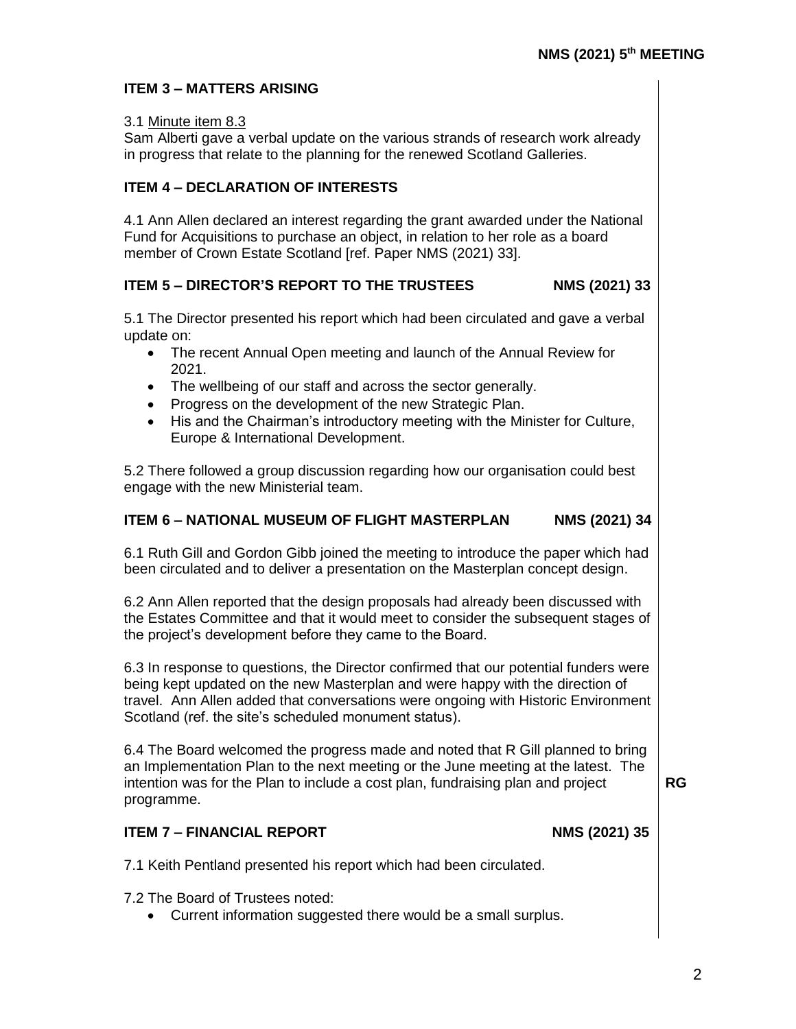## ITEM 3 – MATTERS ARISING

3.1 Minute item 8.3
Sam Alberti gave a verbal update on the various strands of research work already in progress that relate to the planning for the renewed Scotland Galleries.

## ITEM 4 – DECLARATION OF INTERESTS

4.1 Ann Allen declared an interest regarding the grant awarded under the National Fund for Acquisitions to purchase an object, in relation to her role as a board member of Crown Estate Scotland [ref. Paper NMS (2021) 33].

## ITEM 5 – DIRECTOR'S REPORT TO THE TRUSTEES NMS (2021) 33

5.1 The Director presented his report which had been circulated and gave a verbal update on:

- The recent Annual Open meeting and launch of the Annual Review for 2021.
- The wellbeing of our staff and across the sector generally.
- Progress on the development of the new Strategic Plan.
- His and the Chairman's introductory meeting with the Minister for Culture, Europe & International Development.

5.2 There followed a group discussion regarding how our organisation could best engage with the new Ministerial team.

## ITEM 6 – NATIONAL MUSEUM OF FLIGHT MASTERPLAN NMS (2021) 34

6.1 Ruth Gill and Gordon Gibb joined the meeting to introduce the paper which had been circulated and to deliver a presentation on the Masterplan concept design.

6.2 Ann Allen reported that the design proposals had already been discussed with the Estates Committee and that it would meet to consider the subsequent stages of the project's development before they came to the Board.

6.3 In response to questions, the Director confirmed that our potential funders were being kept updated on the new Masterplan and were happy with the direction of travel. Ann Allen added that conversations were ongoing with Historic Environment Scotland (ref. the site's scheduled monument status).

6.4 The Board welcomed the progress made and noted that R Gill planned to bring an Implementation Plan to the next meeting or the June meeting at the latest. The intention was for the Plan to include a cost plan, fundraising plan and project programme. **RG**

## ITEM 7 – FINANCIAL REPORT NMS (2021) 35

7.1 Keith Pentland presented his report which had been circulated.

7.2 The Board of Trustees noted:

- Current information suggested there would be a small surplus.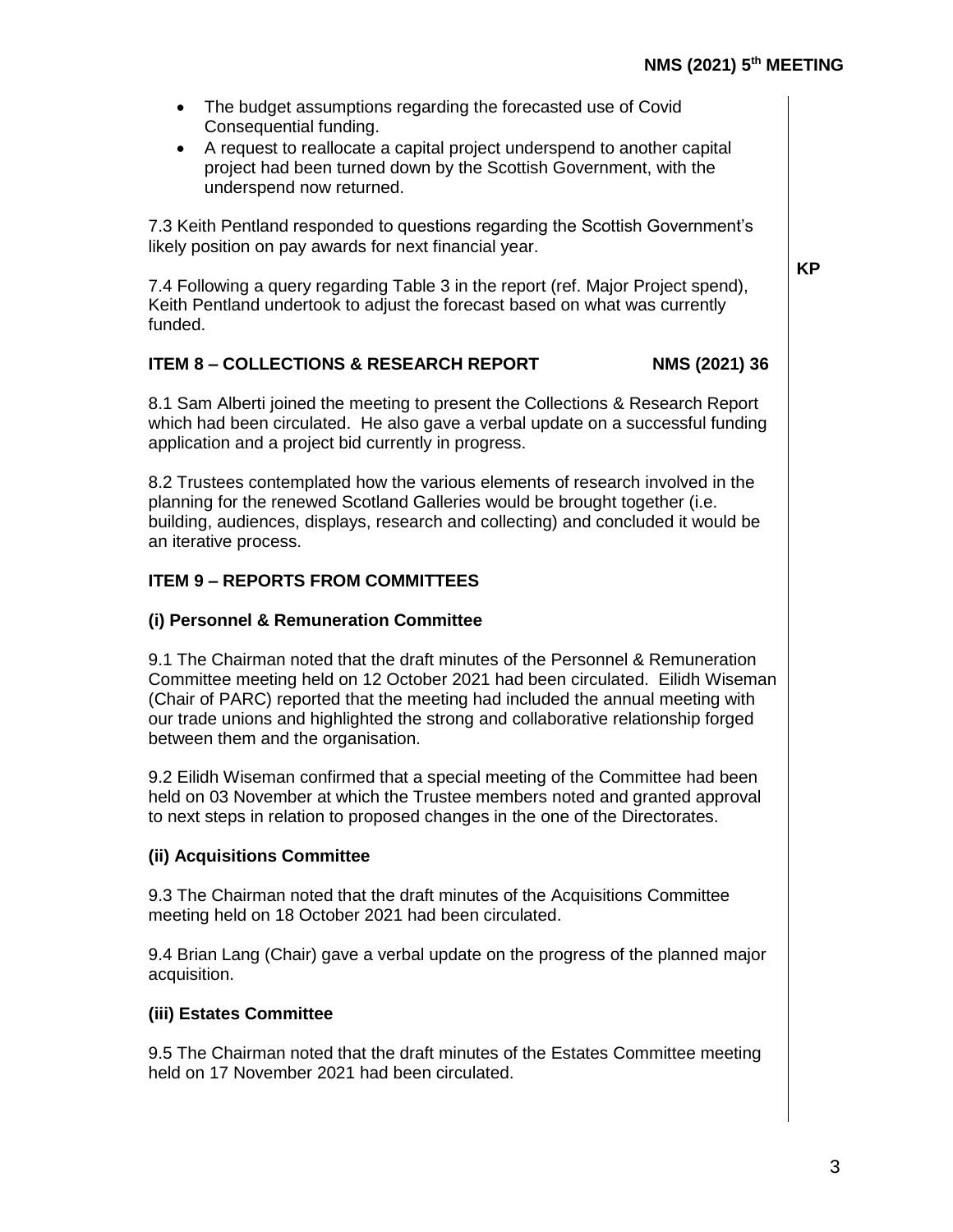- The budget assumptions regarding the forecasted use of Covid Consequential funding.
- A request to reallocate a capital project underspend to another capital project had been turned down by the Scottish Government, with the underspend now returned.

7.3 Keith Pentland responded to questions regarding the Scottish Government's likely position on pay awards for next financial year.

7.4 Following a query regarding Table 3 in the report (ref. Major Project spend), Keith Pentland undertook to adjust the forecast based on what was currently funded. **KP**

## ITEM 8 – COLLECTIONS & RESEARCH REPORT NMS (2021) 36

8.1 Sam Alberti joined the meeting to present the Collections & Research Report which had been circulated. He also gave a verbal update on a successful funding application and a project bid currently in progress.

8.2 Trustees contemplated how the various elements of research involved in the planning for the renewed Scotland Galleries would be brought together (i.e. building, audiences, displays, research and collecting) and concluded it would be an iterative process.

## ITEM 9 – REPORTS FROM COMMITTEES

### (i) Personnel & Remuneration Committee

9.1 The Chairman noted that the draft minutes of the Personnel & Remuneration Committee meeting held on 12 October 2021 had been circulated. Eilidh Wiseman (Chair of PARC) reported that the meeting had included the annual meeting with our trade unions and highlighted the strong and collaborative relationship forged between them and the organisation.

9.2 Eilidh Wiseman confirmed that a special meeting of the Committee had been held on 03 November at which the Trustee members noted and granted approval to next steps in relation to proposed changes in the one of the Directorates.

### (ii) Acquisitions Committee

9.3 The Chairman noted that the draft minutes of the Acquisitions Committee meeting held on 18 October 2021 had been circulated.

9.4 Brian Lang (Chair) gave a verbal update on the progress of the planned major acquisition.

### (iii) Estates Committee

9.5 The Chairman noted that the draft minutes of the Estates Committee meeting held on 17 November 2021 had been circulated.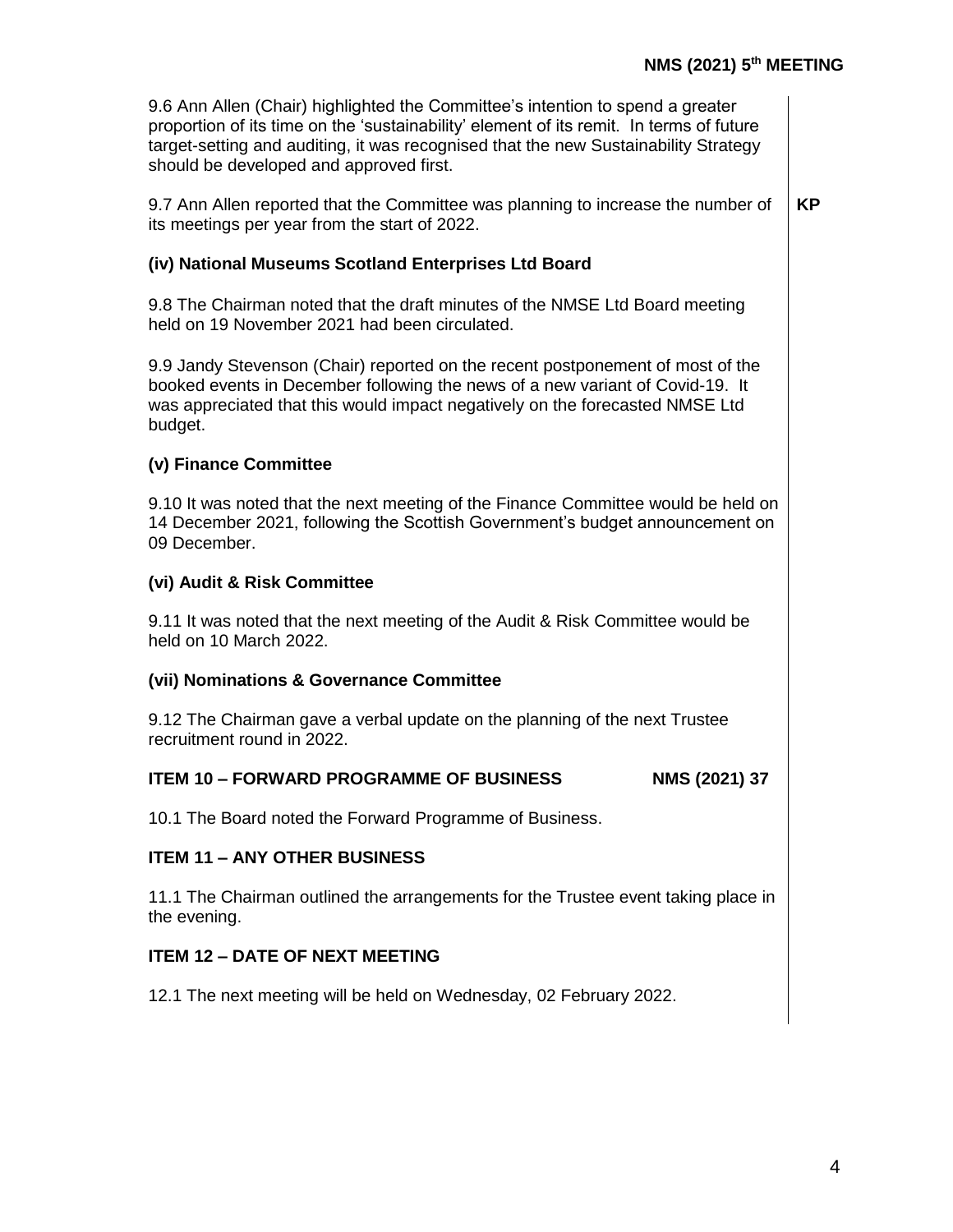9.6 Ann Allen (Chair) highlighted the Committee's intention to spend a greater proportion of its time on the 'sustainability' element of its remit. In terms of future target-setting and auditing, it was recognised that the new Sustainability Strategy should be developed and approved first.

9.7 Ann Allen reported that the Committee was planning to increase the number of its meetings per year from the start of 2022. **KP**

### (iv) National Museums Scotland Enterprises Ltd Board

9.8 The Chairman noted that the draft minutes of the NMSE Ltd Board meeting held on 19 November 2021 had been circulated.

9.9 Jandy Stevenson (Chair) reported on the recent postponement of most of the booked events in December following the news of a new variant of Covid-19. It was appreciated that this would impact negatively on the forecasted NMSE Ltd budget.

### (v) Finance Committee

9.10 It was noted that the next meeting of the Finance Committee would be held on 14 December 2021, following the Scottish Government's budget announcement on 09 December.

### (vi) Audit & Risk Committee

9.11 It was noted that the next meeting of the Audit & Risk Committee would be held on 10 March 2022.

### (vii) Nominations & Governance Committee

9.12 The Chairman gave a verbal update on the planning of the next Trustee recruitment round in 2022.

## ITEM 10 – FORWARD PROGRAMME OF BUSINESS NMS (2021) 37

10.1 The Board noted the Forward Programme of Business.

## ITEM 11 – ANY OTHER BUSINESS

11.1 The Chairman outlined the arrangements for the Trustee event taking place in the evening.

## ITEM 12 – DATE OF NEXT MEETING

12.1 The next meeting will be held on Wednesday, 02 February 2022.